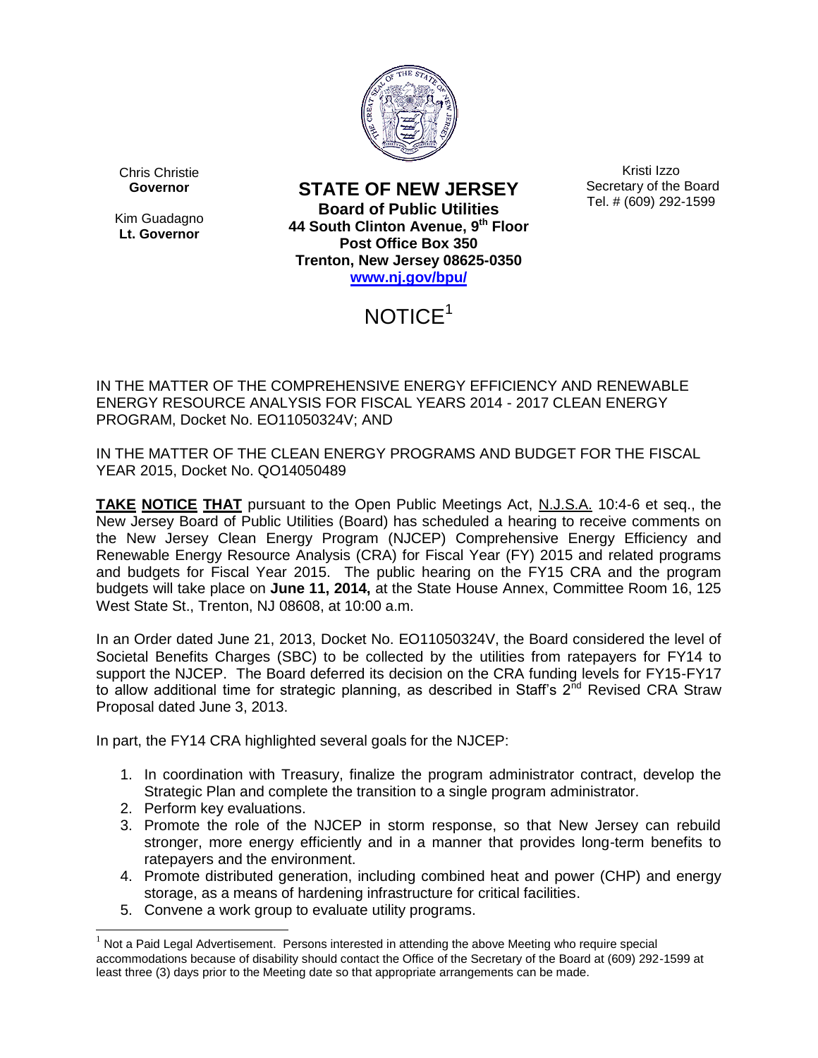Chris Christie
**Governor**

Kim Guadagno
**Lt. Governor**

**STATE OF NEW JERSEY**
**Board of Public Utilities**
**44 South Clinton Avenue, 9th Floor**
**Post Office Box 350**
**Trenton, New Jersey 08625-0350**
**www.nj.gov/bpu/**

Kristi Izzo
Secretary of the Board
Tel. # (609) 292-1599

# NOTICE[1]

IN THE MATTER OF THE COMPREHENSIVE ENERGY EFFICIENCY AND RENEWABLE ENERGY RESOURCE ANALYSIS FOR FISCAL YEARS 2014 - 2017 CLEAN ENERGY PROGRAM, Docket No. EO11050324V; AND

IN THE MATTER OF THE CLEAN ENERGY PROGRAMS AND BUDGET FOR THE FISCAL YEAR 2015, Docket No. QO14050489

**TAKE NOTICE THAT** pursuant to the Open Public Meetings Act, N.J.S.A. 10:4-6 et seq., the New Jersey Board of Public Utilities (Board) has scheduled a hearing to receive comments on the New Jersey Clean Energy Program (NJCEP) Comprehensive Energy Efficiency and Renewable Energy Resource Analysis (CRA) for Fiscal Year (FY) 2015 and related programs and budgets for Fiscal Year 2015. The public hearing on the FY15 CRA and the program budgets will take place on **June 11, 2014,** at the State House Annex, Committee Room 16, 125 West State St., Trenton, NJ 08608, at 10:00 a.m.

In an Order dated June 21, 2013, Docket No. EO11050324V, the Board considered the level of Societal Benefits Charges (SBC) to be collected by the utilities from ratepayers for FY14 to support the NJCEP. The Board deferred its decision on the CRA funding levels for FY15-FY17 to allow additional time for strategic planning, as described in Staff's 2nd Revised CRA Straw Proposal dated June 3, 2013.

In part, the FY14 CRA highlighted several goals for the NJCEP:

1. In coordination with Treasury, finalize the program administrator contract, develop the Strategic Plan and complete the transition to a single program administrator.
2. Perform key evaluations.
3. Promote the role of the NJCEP in storm response, so that New Jersey can rebuild stronger, more energy efficiently and in a manner that provides long-term benefits to ratepayers and the environment.
4. Promote distributed generation, including combined heat and power (CHP) and energy storage, as a means of hardening infrastructure for critical facilities.
5. Convene a work group to evaluate utility programs.

[1] Not a Paid Legal Advertisement. Persons interested in attending the above Meeting who require special accommodations because of disability should contact the Office of the Secretary of the Board at (609) 292-1599 at least three (3) days prior to the Meeting date so that appropriate arrangements can be made.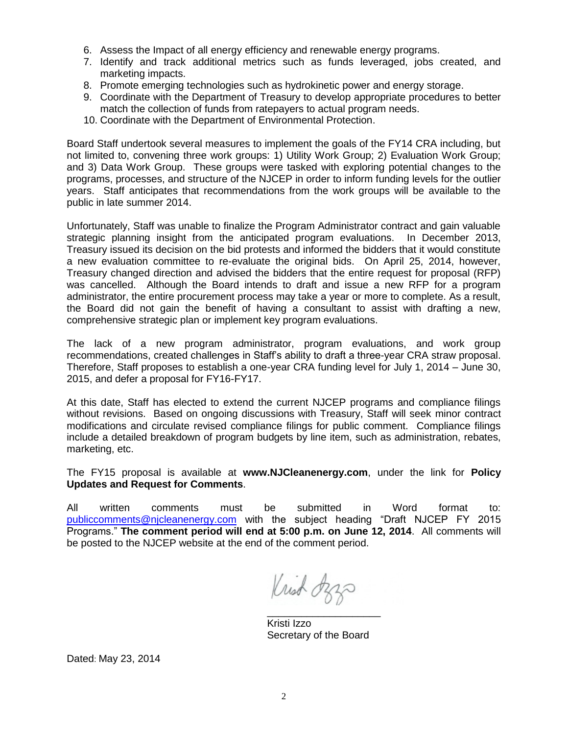6. Assess the Impact of all energy efficiency and renewable energy programs.
7. Identify and track additional metrics such as funds leveraged, jobs created, and marketing impacts.
8. Promote emerging technologies such as hydrokinetic power and energy storage.
9. Coordinate with the Department of Treasury to develop appropriate procedures to better match the collection of funds from ratepayers to actual program needs.
10. Coordinate with the Department of Environmental Protection.

Board Staff undertook several measures to implement the goals of the FY14 CRA including, but not limited to, convening three work groups: 1) Utility Work Group; 2) Evaluation Work Group; and 3) Data Work Group. These groups were tasked with exploring potential changes to the programs, processes, and structure of the NJCEP in order to inform funding levels for the outlier years. Staff anticipates that recommendations from the work groups will be available to the public in late summer 2014.

Unfortunately, Staff was unable to finalize the Program Administrator contract and gain valuable strategic planning insight from the anticipated program evaluations. In December 2013, Treasury issued its decision on the bid protests and informed the bidders that it would constitute a new evaluation committee to re-evaluate the original bids. On April 25, 2014, however, Treasury changed direction and advised the bidders that the entire request for proposal (RFP) was cancelled. Although the Board intends to draft and issue a new RFP for a program administrator, the entire procurement process may take a year or more to complete. As a result, the Board did not gain the benefit of having a consultant to assist with drafting a new, comprehensive strategic plan or implement key program evaluations.

The lack of a new program administrator, program evaluations, and work group recommendations, created challenges in Staff's ability to draft a three-year CRA straw proposal. Therefore, Staff proposes to establish a one-year CRA funding level for July 1, 2014 – June 30, 2015, and defer a proposal for FY16-FY17.

At this date, Staff has elected to extend the current NJCEP programs and compliance filings without revisions. Based on ongoing discussions with Treasury, Staff will seek minor contract modifications and circulate revised compliance filings for public comment. Compliance filings include a detailed breakdown of program budgets by line item, such as administration, rebates, marketing, etc.

The FY15 proposal is available at **www.NJCleanenergy.com**, under the link for **Policy Updates and Request for Comments**.

All written comments must be submitted in Word format to: publiccomments@njcleanenergy.com with the subject heading "Draft NJCEP FY 2015 Programs." **The comment period will end at 5:00 p.m. on June 12, 2014**. All comments will be posted to the NJCEP website at the end of the comment period.

Kristi Izzo
Secretary of the Board

Dated: May 23, 2014